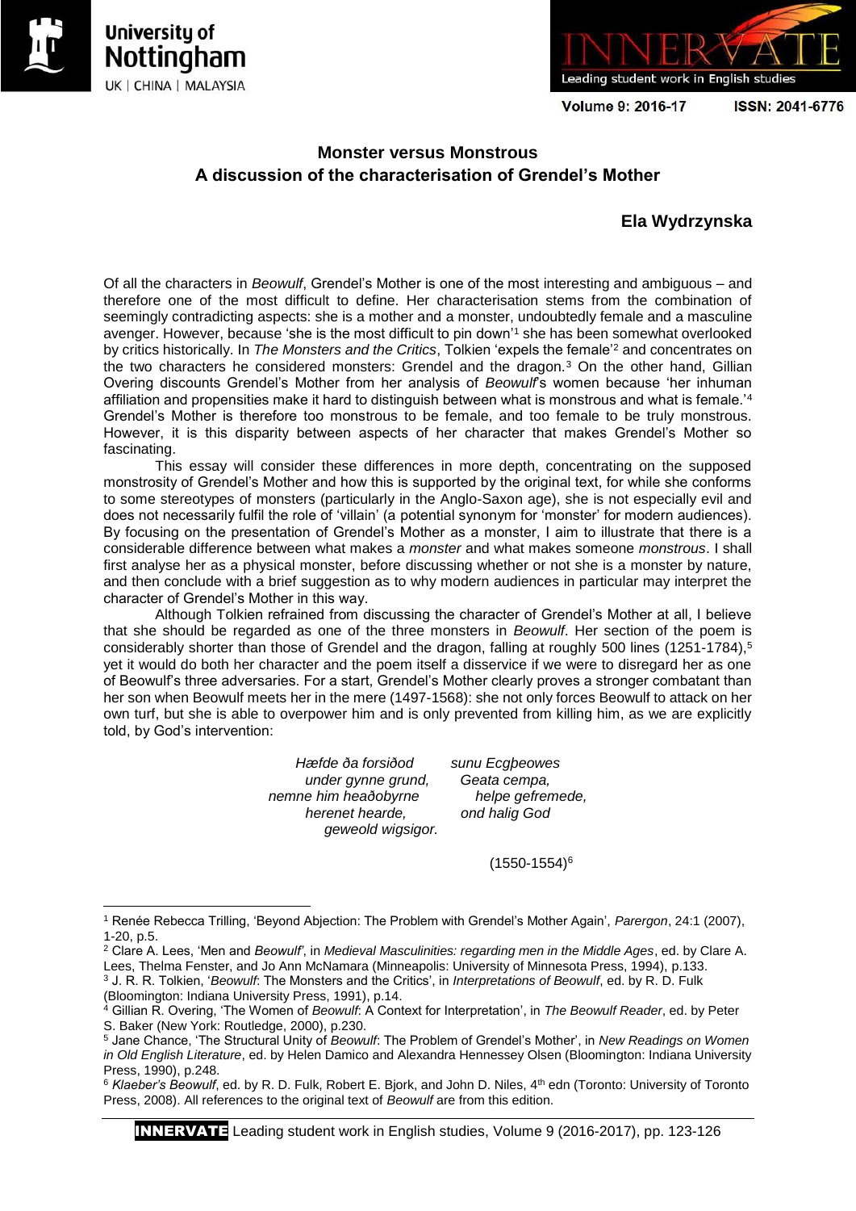# Monster versus Monstrous
## A discussion of the characterisation of Grendel's Mother

**Ela Wydrzynska**

Of all the characters in *Beowulf*, Grendel's Mother is one of the most interesting and ambiguous – and therefore one of the most difficult to define. Her characterisation stems from the combination of seemingly contradicting aspects: she is a mother and a monster, undoubtedly female and a masculine avenger. However, because 'she is the most difficult to pin down'[1] she has been somewhat overlooked by critics historically. In *The Monsters and the Critics*, Tolkien 'expels the female'[2] and concentrates on the two characters he considered monsters: Grendel and the dragon.[3] On the other hand, Gillian Overing discounts Grendel's Mother from her analysis of *Beowulf*'s women because 'her inhuman affiliation and propensities make it hard to distinguish between what is monstrous and what is female.'[4] Grendel's Mother is therefore too monstrous to be female, and too female to be truly monstrous. However, it is this disparity between aspects of her character that makes Grendel's Mother so fascinating.

This essay will consider these differences in more depth, concentrating on the supposed monstrosity of Grendel's Mother and how this is supported by the original text, for while she conforms to some stereotypes of monsters (particularly in the Anglo-Saxon age), she is not especially evil and does not necessarily fulfil the role of 'villain' (a potential synonym for 'monster' for modern audiences). By focusing on the presentation of Grendel's Mother as a monster, I aim to illustrate that there is a considerable difference between what makes a *monster* and what makes someone *monstrous*. I shall first analyse her as a physical monster, before discussing whether or not she is a monster by nature, and then conclude with a brief suggestion as to why modern audiences in particular may interpret the character of Grendel's Mother in this way.

Although Tolkien refrained from discussing the character of Grendel's Mother at all, I believe that she should be regarded as one of the three monsters in *Beowulf*. Her section of the poem is considerably shorter than those of Grendel and the dragon, falling at roughly 500 lines (1251-1784),[5] yet it would do both her character and the poem itself a disservice if we were to disregard her as one of Beowulf's three adversaries. For a start, Grendel's Mother clearly proves a stronger combatant than her son when Beowulf meets her in the mere (1497-1568): she not only forces Beowulf to attack on her own turf, but she is able to overpower him and is only prevented from killing him, as we are explicitly told, by God's intervention:

*Hæfde ða forsiðod sunu Ecgþeowes*
*under gynne grund, Geata cempa,*
*nemne him heaðobyrne helpe gefremede,*
*herenet hearde, ond halig God*
*geweold wigsigor.*

(1550-1554)[6]

---

[1] Renée Rebecca Trilling, 'Beyond Abjection: The Problem with Grendel's Mother Again', *Parergon*, 24:1 (2007), 1-20, p.5.

[2] Clare A. Lees, 'Men and *Beowulf*', in *Medieval Masculinities: regarding men in the Middle Ages*, ed. by Clare A. Lees, Thelma Fenster, and Jo Ann McNamara (Minneapolis: University of Minnesota Press, 1994), p.133.

[3] J. R. R. Tolkien, '*Beowulf*: The Monsters and the Critics', in *Interpretations of Beowulf*, ed. by R. D. Fulk (Bloomington: Indiana University Press, 1991), p.14.

[4] Gillian R. Overing, 'The Women of *Beowulf*: A Context for Interpretation', in *The Beowulf Reader*, ed. by Peter S. Baker (New York: Routledge, 2000), p.230.

[5] Jane Chance, 'The Structural Unity of *Beowulf*: The Problem of Grendel's Mother', in *New Readings on Women in Old English Literature*, ed. by Helen Damico and Alexandra Hennessey Olsen (Bloomington: Indiana University Press, 1990), p.248.

[6] *Klaeber's Beowulf*, ed. by R. D. Fulk, Robert E. Bjork, and John D. Niles, 4th edn (Toronto: University of Toronto Press, 2008). All references to the original text of *Beowulf* are from this edition.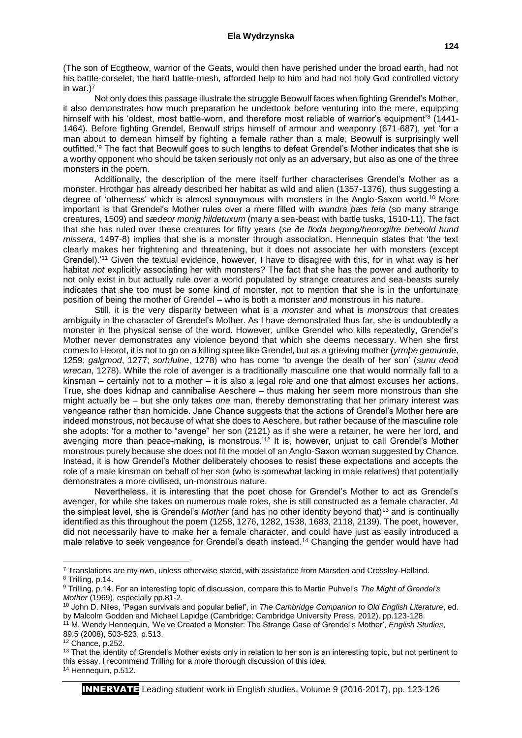(The son of Ecgtheow, warrior of the Geats, would then have perished under the broad earth, had not his battle-corselet, the hard battle-mesh, afforded help to him and had not holy God controlled victory in war.)[7]

Not only does this passage illustrate the struggle Beowulf faces when fighting Grendel's Mother, it also demonstrates how much preparation he undertook before venturing into the mere, equipping himself with his 'oldest, most battle-worn, and therefore most reliable of warrior's equipment'[8] (1441-1464). Before fighting Grendel, Beowulf strips himself of armour and weaponry (671-687), yet 'for a man about to demean himself by fighting a female rather than a male, Beowulf is surprisingly well outfitted.'[9] The fact that Beowulf goes to such lengths to defeat Grendel's Mother indicates that she is a worthy opponent who should be taken seriously not only as an adversary, but also as one of the three monsters in the poem.

Additionally, the description of the mere itself further characterises Grendel's Mother as a monster. Hrothgar has already described her habitat as wild and alien (1357-1376), thus suggesting a degree of 'otherness' which is almost synonymous with monsters in the Anglo-Saxon world.[10] More important is that Grendel's Mother rules over a mere filled with *wundra þæs fela* (so many strange creatures, 1509) and *sædeor monig hildetuxum* (many a sea-beast with battle tusks, 1510-11). The fact that she has ruled over these creatures for fifty years (*se ðe floda begong/heorogifre beheold hund missera*, 1497-8) implies that she is a monster through association. Hennequin states that 'the text clearly makes her frightening and threatening, but it does not associate her with monsters (except Grendel).'[11] Given the textual evidence, however, I have to disagree with this, for in what way is her habitat *not* explicitly associating her with monsters? The fact that she has the power and authority to not only exist in but actually rule over a world populated by strange creatures and sea-beasts surely indicates that she too must be some kind of monster, not to mention that she is in the unfortunate position of being the mother of Grendel – who is both a monster *and* monstrous in his nature.

Still, it is the very disparity between what is a *monster* and what is *monstrous* that creates ambiguity in the character of Grendel's Mother. As I have demonstrated thus far, she is undoubtedly a monster in the physical sense of the word. However, unlike Grendel who kills repeatedly, Grendel's Mother never demonstrates any violence beyond that which she deems necessary. When she first comes to Heorot, it is not to go on a killing spree like Grendel, but as a grieving mother (*yrmþe gemunde*, 1259; *galgmod*, 1277; *sorhfulne*, 1278) who has come 'to avenge the death of her son' (*sunu deoð wrecan*, 1278). While the role of avenger is a traditionally masculine one that would normally fall to a kinsman – certainly not to a mother – it is also a legal role and one that almost excuses her actions. True, she does kidnap and cannibalise Aeschere – thus making her seem more monstrous than she might actually be – but she only takes *one* man, thereby demonstrating that her primary interest was vengeance rather than homicide. Jane Chance suggests that the actions of Grendel's Mother here are indeed monstrous, not because of what she does to Aeschere, but rather because of the masculine role she adopts: 'for a mother to "avenge" her son (2121) as if she were a retainer, he were her lord, and avenging more than peace-making, is monstrous.'[12] It is, however, unjust to call Grendel's Mother monstrous purely because she does not fit the model of an Anglo-Saxon woman suggested by Chance. Instead, it is how Grendel's Mother deliberately chooses to resist these expectations and accepts the role of a male kinsman on behalf of her son (who is somewhat lacking in male relatives) that potentially demonstrates a more civilised, un-monstrous nature.

Nevertheless, it is interesting that the poet chose for Grendel's Mother to act as Grendel's avenger, for while she takes on numerous male roles, she is still constructed as a female character. At the simplest level, she is Grendel's *Mother* (and has no other identity beyond that)[13] and is continually identified as this throughout the poem (1258, 1276, 1282, 1538, 1683, 2118, 2139). The poet, however, did not necessarily have to make her a female character, and could have just as easily introduced a male relative to seek vengeance for Grendel's death instead.[14] Changing the gender would have had

---

[7] Translations are my own, unless otherwise stated, with assistance from Marsden and Crossley-Holland.

[8] Trilling, p.14.

[9] Trilling, p.14. For an interesting topic of discussion, compare this to Martin Puhvel's *The Might of Grendel's Mother* (1969), especially pp.81-2.

[10] John D. Niles, 'Pagan survivals and popular belief', in *The Cambridge Companion to Old English Literature*, ed. by Malcolm Godden and Michael Lapidge (Cambridge: Cambridge University Press, 2012), pp.123-128.

[11] M. Wendy Hennequin, 'We've Created a Monster: The Strange Case of Grendel's Mother', *English Studies*, 89:5 (2008), 503-523, p.513.

[12] Chance, p.252.

[13] That the identity of Grendel's Mother exists only in relation to her son is an interesting topic, but not pertinent to this essay. I recommend Trilling for a more thorough discussion of this idea.

[14] Hennequin, p.512.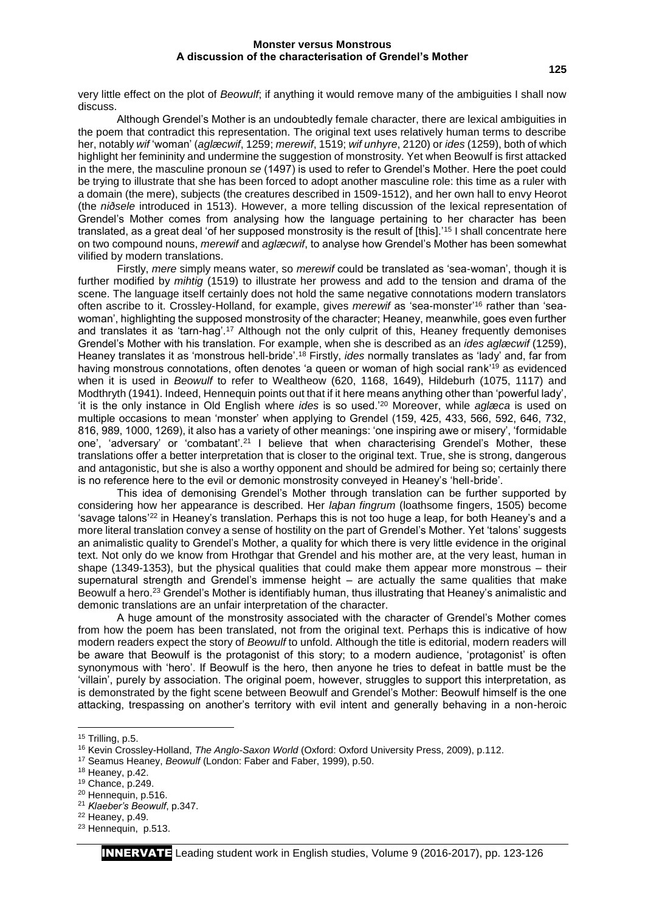very little effect on the plot of *Beowulf*; if anything it would remove many of the ambiguities I shall now discuss.

Although Grendel's Mother is an undoubtedly female character, there are lexical ambiguities in the poem that contradict this representation. The original text uses relatively human terms to describe her, notably *wif* 'woman' (*aglæcwif*, 1259; *merewif*, 1519; *wif unhyre*, 2120) or *ides* (1259), both of which highlight her femininity and undermine the suggestion of monstrosity. Yet when Beowulf is first attacked in the mere, the masculine pronoun *se* (1497) is used to refer to Grendel's Mother. Here the poet could be trying to illustrate that she has been forced to adopt another masculine role: this time as a ruler with a domain (the mere), subjects (the creatures described in 1509-1512), and her own hall to envy Heorot (the *niðsele* introduced in 1513). However, a more telling discussion of the lexical representation of Grendel's Mother comes from analysing how the language pertaining to her character has been translated, as a great deal 'of her supposed monstrosity is the result of [this].'[15] I shall concentrate here on two compound nouns, *merewif* and *aglæcwif*, to analyse how Grendel's Mother has been somewhat vilified by modern translations.

Firstly, *mere* simply means water, so *merewif* could be translated as 'sea-woman', though it is further modified by *mihtig* (1519) to illustrate her prowess and add to the tension and drama of the scene. The language itself certainly does not hold the same negative connotations modern translators often ascribe to it. Crossley-Holland, for example, gives *merewif* as 'sea-monster'[16] rather than 'sea-woman', highlighting the supposed monstrosity of the character; Heaney, meanwhile, goes even further and translates it as 'tarn-hag'.[17] Although not the only culprit of this, Heaney frequently demonises Grendel's Mother with his translation. For example, when she is described as an *ides aglæcwif* (1259), Heaney translates it as 'monstrous hell-bride'.[18] Firstly, *ides* normally translates as 'lady' and, far from having monstrous connotations, often denotes 'a queen or woman of high social rank'[19] as evidenced when it is used in *Beowulf* to refer to Wealtheow (620, 1168, 1649), Hildeburh (1075, 1117) and Modthryth (1941). Indeed, Hennequin points out that if it here means anything other than 'powerful lady', 'it is the only instance in Old English where *ides* is so used.'[20] Moreover, while *aglæca* is used on multiple occasions to mean 'monster' when applying to Grendel (159, 425, 433, 566, 592, 646, 732, 816, 989, 1000, 1269), it also has a variety of other meanings: 'one inspiring awe or misery', 'formidable one', 'adversary' or 'combatant'.[21] I believe that when characterising Grendel's Mother, these translations offer a better interpretation that is closer to the original text. True, she is strong, dangerous and antagonistic, but she is also a worthy opponent and should be admired for being so; certainly there is no reference here to the evil or demonic monstrosity conveyed in Heaney's 'hell-bride'.

This idea of demonising Grendel's Mother through translation can be further supported by considering how her appearance is described. Her *laþan fingrum* (loathsome fingers, 1505) become 'savage talons'[22] in Heaney's translation. Perhaps this is not too huge a leap, for both Heaney's and a more literal translation convey a sense of hostility on the part of Grendel's Mother. Yet 'talons' suggests an animalistic quality to Grendel's Mother, a quality for which there is very little evidence in the original text. Not only do we know from Hrothgar that Grendel and his mother are, at the very least, human in shape (1349-1353), but the physical qualities that could make them appear more monstrous – their supernatural strength and Grendel's immense height – are actually the same qualities that make Beowulf a hero.[23] Grendel's Mother is identifiably human, thus illustrating that Heaney's animalistic and demonic translations are an unfair interpretation of the character.

A huge amount of the monstrosity associated with the character of Grendel's Mother comes from how the poem has been translated, not from the original text. Perhaps this is indicative of how modern readers expect the story of *Beowulf* to unfold. Although the title is editorial, modern readers will be aware that Beowulf is the protagonist of this story; to a modern audience, 'protagonist' is often synonymous with 'hero'. If Beowulf is the hero, then anyone he tries to defeat in battle must be the 'villain', purely by association. The original poem, however, struggles to support this interpretation, as is demonstrated by the fight scene between Beowulf and Grendel's Mother: Beowulf himself is the one attacking, trespassing on another's territory with evil intent and generally behaving in a non-heroic

---

[15] Trilling, p.5.

[16] Kevin Crossley-Holland, *The Anglo-Saxon World* (Oxford: Oxford University Press, 2009), p.112.

[17] Seamus Heaney, *Beowulf* (London: Faber and Faber, 1999), p.50.

[18] Heaney, p.42.

[19] Chance, p.249.

[20] Hennequin, p.516.

[21] *Klaeber's Beowulf*, p.347.

[22] Heaney, p.49.

[23] Hennequin, p.513.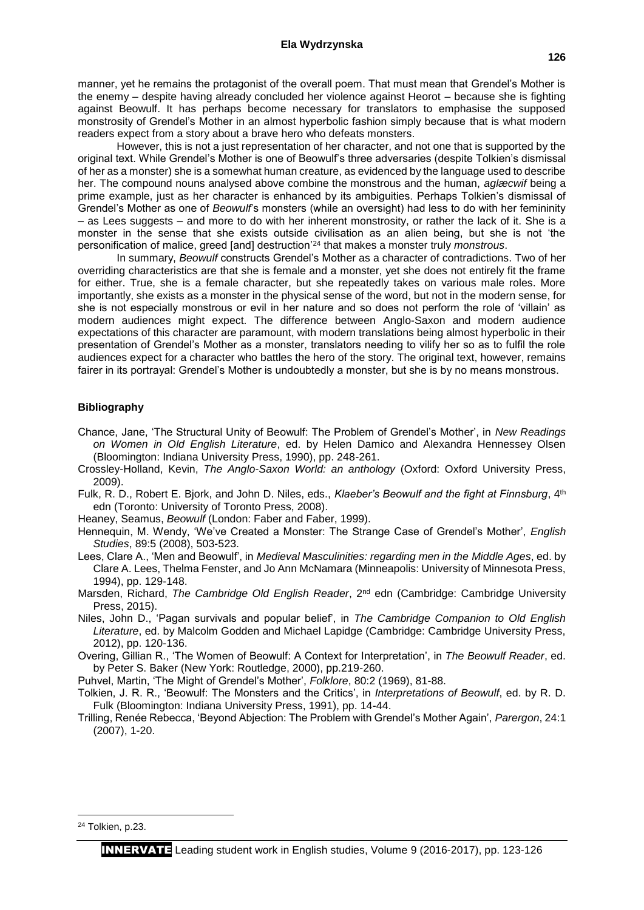manner, yet he remains the protagonist of the overall poem. That must mean that Grendel's Mother is the enemy – despite having already concluded her violence against Heorot – because she is fighting against Beowulf. It has perhaps become necessary for translators to emphasise the supposed monstrosity of Grendel's Mother in an almost hyperbolic fashion simply because that is what modern readers expect from a story about a brave hero who defeats monsters.

However, this is not a just representation of her character, and not one that is supported by the original text. While Grendel's Mother is one of Beowulf's three adversaries (despite Tolkien's dismissal of her as a monster) she is a somewhat human creature, as evidenced by the language used to describe her. The compound nouns analysed above combine the monstrous and the human, *aglæcwif* being a prime example, just as her character is enhanced by its ambiguities. Perhaps Tolkien's dismissal of Grendel's Mother as one of *Beowulf*'s monsters (while an oversight) had less to do with her femininity – as Lees suggests – and more to do with her inherent monstrosity, or rather the lack of it. She is a monster in the sense that she exists outside civilisation as an alien being, but she is not 'the personification of malice, greed [and] destruction'[24] that makes a monster truly *monstrous*.

In summary, *Beowulf* constructs Grendel's Mother as a character of contradictions. Two of her overriding characteristics are that she is female and a monster, yet she does not entirely fit the frame for either. True, she is a female character, but she repeatedly takes on various male roles. More importantly, she exists as a monster in the physical sense of the word, but not in the modern sense, for she is not especially monstrous or evil in her nature and so does not perform the role of 'villain' as modern audiences might expect. The difference between Anglo-Saxon and modern audience expectations of this character are paramount, with modern translations being almost hyperbolic in their presentation of Grendel's Mother as a monster, translators needing to vilify her so as to fulfil the role audiences expect for a character who battles the hero of the story. The original text, however, remains fairer in its portrayal: Grendel's Mother is undoubtedly a monster, but she is by no means monstrous.

### Bibliography

Chance, Jane, 'The Structural Unity of Beowulf: The Problem of Grendel's Mother', in *New Readings on Women in Old English Literature*, ed. by Helen Damico and Alexandra Hennessey Olsen (Bloomington: Indiana University Press, 1990), pp. 248-261.

Crossley-Holland, Kevin, *The Anglo-Saxon World: an anthology* (Oxford: Oxford University Press, 2009).

Fulk, R. D., Robert E. Bjork, and John D. Niles, eds., *Klaeber's Beowulf and the fight at Finnsburg*, 4th edn (Toronto: University of Toronto Press, 2008).

Heaney, Seamus, *Beowulf* (London: Faber and Faber, 1999).

Hennequin, M. Wendy, 'We've Created a Monster: The Strange Case of Grendel's Mother', *English Studies*, 89:5 (2008), 503-523.

Lees, Clare A., 'Men and Beowulf', in *Medieval Masculinities: regarding men in the Middle Ages*, ed. by Clare A. Lees, Thelma Fenster, and Jo Ann McNamara (Minneapolis: University of Minnesota Press, 1994), pp. 129-148.

Marsden, Richard, *The Cambridge Old English Reader*, 2nd edn (Cambridge: Cambridge University Press, 2015).

Niles, John D., 'Pagan survivals and popular belief', in *The Cambridge Companion to Old English Literature*, ed. by Malcolm Godden and Michael Lapidge (Cambridge: Cambridge University Press, 2012), pp. 120-136.

Overing, Gillian R., 'The Women of Beowulf: A Context for Interpretation', in *The Beowulf Reader*, ed. by Peter S. Baker (New York: Routledge, 2000), pp.219-260.

Puhvel, Martin, 'The Might of Grendel's Mother', *Folklore*, 80:2 (1969), 81-88.

Tolkien, J. R. R., 'Beowulf: The Monsters and the Critics', in *Interpretations of Beowulf*, ed. by R. D. Fulk (Bloomington: Indiana University Press, 1991), pp. 14-44.

Trilling, Renée Rebecca, 'Beyond Abjection: The Problem with Grendel's Mother Again', *Parergon*, 24:1 (2007), 1-20.

---

[24] Tolkien, p.23.